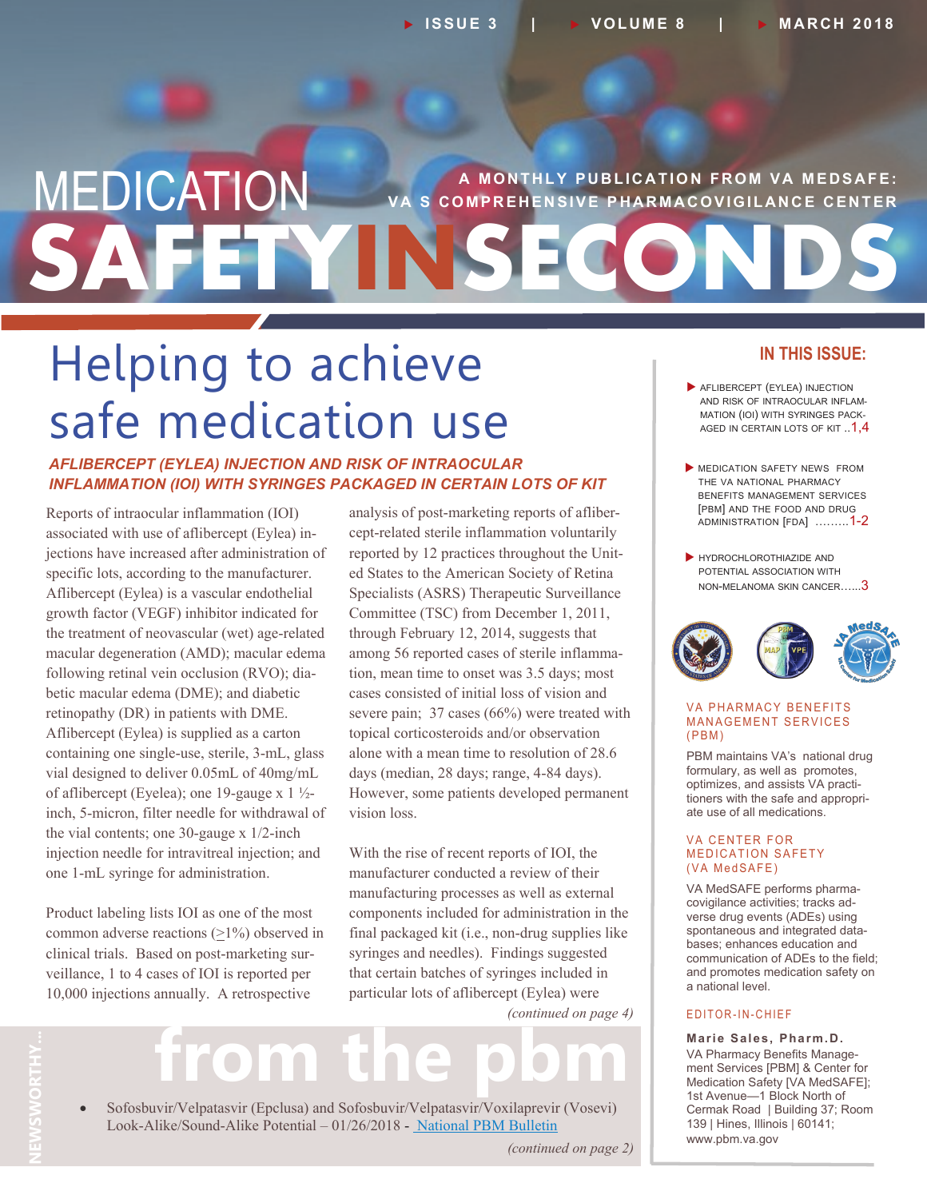# MEDICATION SAFETY IN SECONDS

A MONTHLY PUBLICATION FROM VA MEDSAFE: VA S COMPREHENSIVE PHARMACOVIGILANCE CENTER

ISSUE 3 | VOLUME 8 | MARCH 2018

# Helping to achieve safe medication use

## *AFLIBERCEPT (EYLEA) INJECTION AND RISK OF INTRAOCULAR INFLAMMATION (IOI) WITH SYRINGES PACKAGED IN CERTAIN LOTS OF KIT*

Reports of intraocular inflammation (IOI) associated with use of aflibercept (Eylea) injections have increased after administration of specific lots, according to the manufacturer. Aflibercept (Eylea) is a vascular endothelial growth factor (VEGF) inhibitor indicated for the treatment of neovascular (wet) age-related macular degeneration (AMD); macular edema following retinal vein occlusion (RVO); diabetic macular edema (DME); and diabetic retinopathy (DR) in patients with DME. Aflibercept (Eylea) is supplied as a carton containing one single-use, sterile, 3-mL, glass vial designed to deliver 0.05mL of 40mg/mL of aflibercept (Eyelea); one 19-gauge x 1 ½-inch, 5-micron, filter needle for withdrawal of the vial contents; one 30-gauge x 1/2-inch injection needle for intravitreal injection; and one 1-mL syringe for administration.

Product labeling lists IOI as one of the most common adverse reactions ($\geq$1%) observed in clinical trials. Based on post-marketing surveillance, 1 to 4 cases of IOI is reported per 10,000 injections annually. A retrospective analysis of post-marketing reports of aflibercept-related sterile inflammation voluntarily reported by 12 practices throughout the United States to the American Society of Retina Specialists (ASRS) Therapeutic Surveillance Committee (TSC) from December 1, 2011, through February 12, 2014, suggests that among 56 reported cases of sterile inflammation, mean time to onset was 3.5 days; most cases consisted of initial loss of vision and severe pain; 37 cases (66%) were treated with topical corticosteroids and/or observation alone with a mean time to resolution of 28.6 days (median, 28 days; range, 4-84 days). However, some patients developed permanent vision loss.

With the rise of recent reports of IOI, the manufacturer conducted a review of their manufacturing processes as well as external components included for administration in the final packaged kit (i.e., non-drug supplies like syringes and needles). Findings suggested that certain batches of syringes included in particular lots of aflibercept (Eylea) were

*(continued on page 4)*

## NEWSWORTHY... from the pbm

- Sofosbuvir/Velpatasvir (Epclusa) and Sofosbuvir/Velpatasvir/Voxilaprevir (Vosevi) Look-Alike/Sound-Alike Potential – 01/26/2018 - National PBM Bulletin

*(continued on page 2)*

---

## IN THIS ISSUE:

- AFLIBERCEPT (EYLEA) INJECTION AND RISK OF INTRAOCULAR INFLAMMATION (IOI) WITH SYRINGES PACKAGED IN CERTAIN LOTS OF KIT ..1,4
- MEDICATION SAFETY NEWS FROM THE VA NATIONAL PHARMACY BENEFITS MANAGEMENT SERVICES [PBM] AND THE FOOD AND DRUG ADMINISTRATION [FDA] .........1-2
- HYDROCHLOROTHIAZIDE AND POTENTIAL ASSOCIATION WITH NON-MELANOMA SKIN CANCER......3

### VA PHARMACY BENEFITS MANAGEMENT SERVICES (PBM)

PBM maintains VA's national drug formulary, as well as promotes, optimizes, and assists VA practitioners with the safe and appropriate use of all medications.

### VA CENTER FOR MEDICATION SAFETY (VA MedSAFE)

VA MedSAFE performs pharmacovigilance activities; tracks adverse drug events (ADEs) using spontaneous and integrated databases; enhances education and communication of ADEs to the field; and promotes medication safety on a national level.

### EDITOR-IN-CHIEF

**Marie Sales, Pharm.D.**
VA Pharmacy Benefits Management Services [PBM] & Center for Medication Safety [VA MedSAFE]; 1st Avenue—1 Block North of Cermak Road | Building 37; Room 139 | Hines, Illinois | 60141; www.pbm.va.gov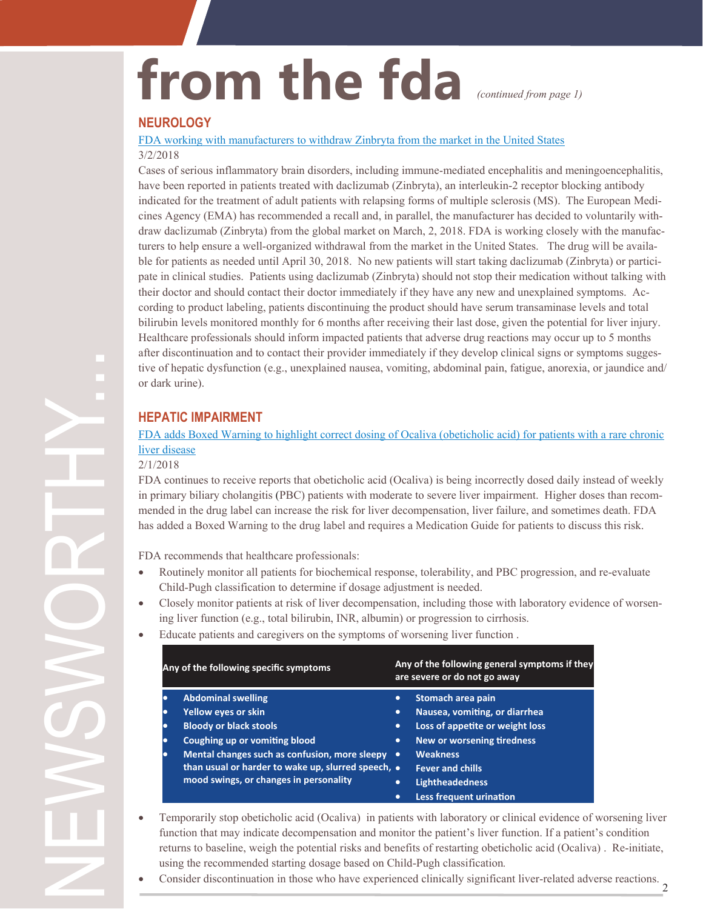# from the fda *(continued from page 1)*

NEWSWORTHY...

## NEUROLOGY

[FDA working with manufacturers to withdraw Zinbryta from the market in the United States]

3/2/2018

Cases of serious inflammatory brain disorders, including immune-mediated encephalitis and meningoencephalitis, have been reported in patients treated with daclizumab (Zinbryta), an interleukin-2 receptor blocking antibody indicated for the treatment of adult patients with relapsing forms of multiple sclerosis (MS). The European Medicines Agency (EMA) has recommended a recall and, in parallel, the manufacturer has decided to voluntarily withdraw daclizumab (Zinbryta) from the global market on March, 2, 2018. FDA is working closely with the manufacturers to help ensure a well-organized withdrawal from the market in the United States. The drug will be available for patients as needed until April 30, 2018. No new patients will start taking daclizumab (Zinbryta) or participate in clinical studies. Patients using daclizumab (Zinbryta) should not stop their medication without talking with their doctor and should contact their doctor immediately if they have any new and unexplained symptoms. According to product labeling, patients discontinuing the product should have serum transaminase levels and total bilirubin levels monitored monthly for 6 months after receiving their last dose, given the potential for liver injury. Healthcare professionals should inform impacted patients that adverse drug reactions may occur up to 5 months after discontinuation and to contact their provider immediately if they develop clinical signs or symptoms suggestive of hepatic dysfunction (e.g., unexplained nausea, vomiting, abdominal pain, fatigue, anorexia, or jaundice and/or dark urine).

## HEPATIC IMPAIRMENT

[FDA adds Boxed Warning to highlight correct dosing of Ocaliva (obeticholic acid) for patients with a rare chronic liver disease]

2/1/2018

FDA continues to receive reports that obeticholic acid (Ocaliva) is being incorrectly dosed daily instead of weekly in primary biliary cholangitis (PBC) patients with moderate to severe liver impairment. Higher doses than recommended in the drug label can increase the risk for liver decompensation, liver failure, and sometimes death. FDA has added a Boxed Warning to the drug label and requires a Medication Guide for patients to discuss this risk.

FDA recommends that healthcare professionals:

- Routinely monitor all patients for biochemical response, tolerability, and PBC progression, and re-evaluate Child-Pugh classification to determine if dosage adjustment is needed.
- Closely monitor patients at risk of liver decompensation, including those with laboratory evidence of worsening liver function (e.g., total bilirubin, INR, albumin) or progression to cirrhosis.
- Educate patients and caregivers on the symptoms of worsening liver function .

| Any of the following specific symptoms | Any of the following general symptoms if they are severe or do not go away |
|---|---|
| • Abdominal swelling<br>• Yellow eyes or skin<br>• Bloody or black stools<br>• Coughing up or vomiting blood<br>• Mental changes such as confusion, more sleepy than usual or harder to wake up, slurred speech, mood swings, or changes in personality | • Stomach area pain<br>• Nausea, vomiting, or diarrhea<br>• Loss of appetite or weight loss<br>• New or worsening tiredness<br>• Weakness<br>• Fever and chills<br>• Lightheadedness<br>• Less frequent urination |

- Temporarily stop obeticholic acid (Ocaliva) in patients with laboratory or clinical evidence of worsening liver function that may indicate decompensation and monitor the patient's liver function. If a patient's condition returns to baseline, weigh the potential risks and benefits of restarting obeticholic acid (Ocaliva) . Re-initiate, using the recommended starting dosage based on Child-Pugh classification.
- Consider discontinuation in those who have experienced clinically significant liver-related adverse reactions.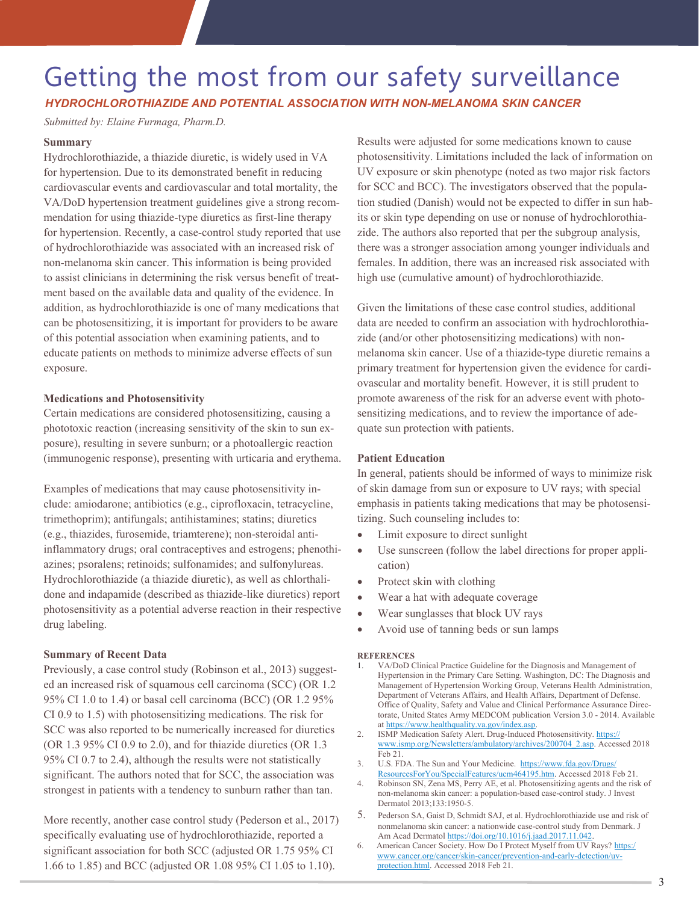# Getting the most from our safety surveillance

## *HYDROCHLOROTHIAZIDE AND POTENTIAL ASSOCIATION WITH NON-MELANOMA SKIN CANCER*

*Submitted by: Elaine Furmaga, Pharm.D.*

**Summary**

Hydrochlorothiazide, a thiazide diuretic, is widely used in VA for hypertension. Due to its demonstrated benefit in reducing cardiovascular events and cardiovascular and total mortality, the VA/DoD hypertension treatment guidelines give a strong recommendation for using thiazide-type diuretics as first-line therapy for hypertension. Recently, a case-control study reported that use of hydrochlorothiazide was associated with an increased risk of non-melanoma skin cancer. This information is being provided to assist clinicians in determining the risk versus benefit of treatment based on the available data and quality of the evidence. In addition, as hydrochlorothiazide is one of many medications that can be photosensitizing, it is important for providers to be aware of this potential association when examining patients, and to educate patients on methods to minimize adverse effects of sun exposure.

**Medications and Photosensitivity**

Certain medications are considered photosensitizing, causing a phototoxic reaction (increasing sensitivity of the skin to sun exposure), resulting in severe sunburn; or a photoallergic reaction (immunogenic response), presenting with urticaria and erythema.

Examples of medications that may cause photosensitivity include: amiodarone; antibiotics (e.g., ciprofloxacin, tetracycline, trimethoprim); antifungals; antihistamines; statins; diuretics (e.g., thiazides, furosemide, triamterene); non-steroidal anti-inflammatory drugs; oral contraceptives and estrogens; phenothiazines; psoralens; retinoids; sulfonamides; and sulfonylureas. Hydrochlorothiazide (a thiazide diuretic), as well as chlorthalidone and indapamide (described as thiazide-like diuretics) report photosensitivity as a potential adverse reaction in their respective drug labeling.

**Summary of Recent Data**

Previously, a case control study (Robinson et al., 2013) suggested an increased risk of squamous cell carcinoma (SCC) (OR 1.2 95% CI 1.0 to 1.4) or basal cell carcinoma (BCC) (OR 1.2 95% CI 0.9 to 1.5) with photosensitizing medications. The risk for SCC was also reported to be numerically increased for diuretics (OR 1.3 95% CI 0.9 to 2.0), and for thiazide diuretics (OR 1.3 95% CI 0.7 to 2.4), although the results were not statistically significant. The authors noted that for SCC, the association was strongest in patients with a tendency to sunburn rather than tan.

More recently, another case control study (Pederson et al., 2017) specifically evaluating use of hydrochlorothiazide, reported a significant association for both SCC (adjusted OR 1.75 95% CI 1.66 to 1.85) and BCC (adjusted OR 1.08 95% CI 1.05 to 1.10). Results were adjusted for some medications known to cause photosensitivity. Limitations included the lack of information on UV exposure or skin phenotype (noted as two major risk factors for SCC and BCC). The investigators observed that the population studied (Danish) would not be expected to differ in sun habits or skin type depending on use or nonuse of hydrochlorothiazide. The authors also reported that per the subgroup analysis, there was a stronger association among younger individuals and females. In addition, there was an increased risk associated with high use (cumulative amount) of hydrochlorothiazide.

Given the limitations of these case control studies, additional data are needed to confirm an association with hydrochlorothiazide (and/or other photosensitizing medications) with non-melanoma skin cancer. Use of a thiazide-type diuretic remains a primary treatment for hypertension given the evidence for cardiovascular and mortality benefit. However, it is still prudent to promote awareness of the risk for an adverse event with photosensitizing medications, and to review the importance of adequate sun protection with patients.

**Patient Education**

In general, patients should be informed of ways to minimize risk of skin damage from sun or exposure to UV rays; with special emphasis in patients taking medications that may be photosensitizing. Such counseling includes to:

- Limit exposure to direct sunlight
- Use sunscreen (follow the label directions for proper application)
- Protect skin with clothing
- Wear a hat with adequate coverage
- Wear sunglasses that block UV rays
- Avoid use of tanning beds or sun lamps

**REFERENCES**

1. VA/DoD Clinical Practice Guideline for the Diagnosis and Management of Hypertension in the Primary Care Setting. Washington, DC: The Diagnosis and Management of Hypertension Working Group, Veterans Health Administration, Department of Veterans Affairs, and Health Affairs, Department of Defense. Office of Quality, Safety and Value and Clinical Performance Assurance Directorate, United States Army MEDCOM publication Version 3.0 - 2014. Available at https://www.healthquality.va.gov/index.asp.
2. ISMP Medication Safety Alert. Drug-Induced Photosensitivity. https://www.ismp.org/Newsletters/ambulatory/archives/200704_2.asp. Accessed 2018 Feb 21.
3. U.S. FDA. The Sun and Your Medicine. https://www.fda.gov/Drugs/ResourcesForYou/SpecialFeatures/ucm464195.htm. Accessed 2018 Feb 21.
4. Robinson SN, Zena MS, Perry AE, et al. Photosensitizing agents and the risk of non-melanoma skin cancer: a population-based case-control study. J Invest Dermatol 2013;133:1950-5.
5. Pederson SA, Gaist D, Schmidt SAJ, et al. Hydrochlorothiazide use and risk of nonmelanoma skin cancer: a nationwide case-control study from Denmark. J Am Acad Dermatol https://doi.org/10.1016/j.jaad.2017.11.042.
6. American Cancer Society. How Do I Protect Myself from UV Rays? https://www.cancer.org/cancer/skin-cancer/prevention-and-early-detection/uv-protection.html. Accessed 2018 Feb 21.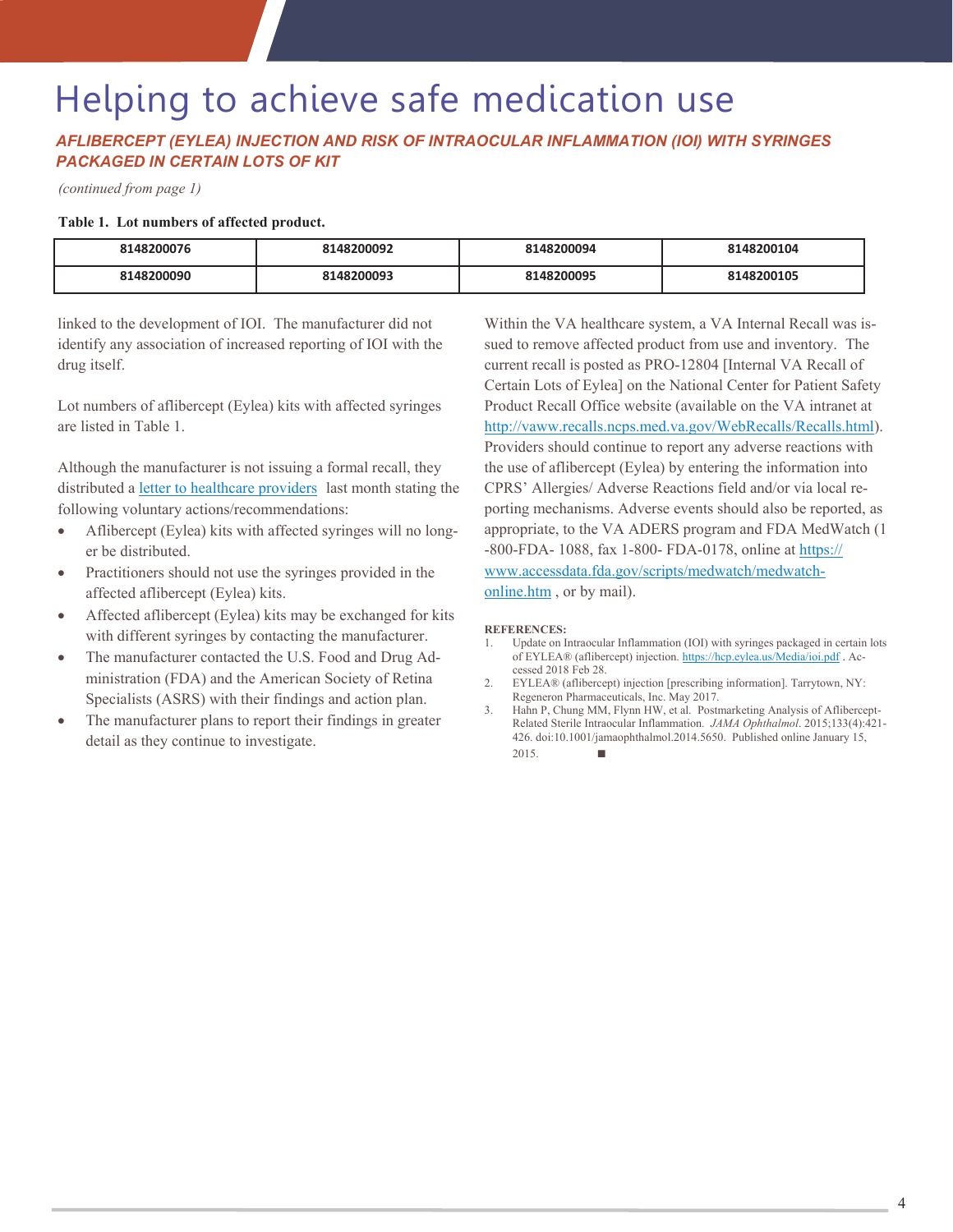# Helping to achieve safe medication use

## *AFLIBERCEPT (EYLEA) INJECTION AND RISK OF INTRAOCULAR INFLAMMATION (IOI) WITH SYRINGES PACKAGED IN CERTAIN LOTS OF KIT*

*(continued from page 1)*

**Table 1. Lot numbers of affected product.**

| | | | |
|---|---|---|---|
| 8148200076 | 8148200092 | 8148200094 | 8148200104 |
| 8148200090 | 8148200093 | 8148200095 | 8148200105 |

linked to the development of IOI. The manufacturer did not identify any association of increased reporting of IOI with the drug itself.

Lot numbers of aflibercept (Eylea) kits with affected syringes are listed in Table 1.

Although the manufacturer is not issuing a formal recall, they distributed a letter to healthcare providers last month stating the following voluntary actions/recommendations:

- Aflibercept (Eylea) kits with affected syringes will no longer be distributed.
- Practitioners should not use the syringes provided in the affected aflibercept (Eylea) kits.
- Affected aflibercept (Eylea) kits may be exchanged for kits with different syringes by contacting the manufacturer.
- The manufacturer contacted the U.S. Food and Drug Administration (FDA) and the American Society of Retina Specialists (ASRS) with their findings and action plan.
- The manufacturer plans to report their findings in greater detail as they continue to investigate.

Within the VA healthcare system, a VA Internal Recall was issued to remove affected product from use and inventory. The current recall is posted as PRO-12804 [Internal VA Recall of Certain Lots of Eylea] on the National Center for Patient Safety Product Recall Office website (available on the VA intranet at http://vaww.recalls.ncps.med.va.gov/WebRecalls/Recalls.html). Providers should continue to report any adverse reactions with the use of aflibercept (Eylea) by entering the information into CPRS' Allergies/ Adverse Reactions field and/or via local reporting mechanisms. Adverse events should also be reported, as appropriate, to the VA ADERS program and FDA MedWatch (1-800-FDA- 1088, fax 1-800- FDA-0178, online at https://www.accessdata.fda.gov/scripts/medwatch/medwatch-online.htm , or by mail).

**REFERENCES:**

1. Update on Intraocular Inflammation (IOI) with syringes packaged in certain lots of EYLEA® (aflibercept) injection. https://hcp.eylea.us/Media/ioi.pdf . Accessed 2018 Feb 28.
2. EYLEA® (aflibercept) injection [prescribing information]. Tarrytown, NY: Regeneron Pharmaceuticals, Inc. May 2017.
3. Hahn P, Chung MM, Flynn HW, et al. Postmarketing Analysis of Aflibercept-Related Sterile Intraocular Inflammation. *JAMA Ophthalmol*. 2015;133(4):421-426. doi:10.1001/jamaophthalmol.2014.5650. Published online January 15, 2015. ■